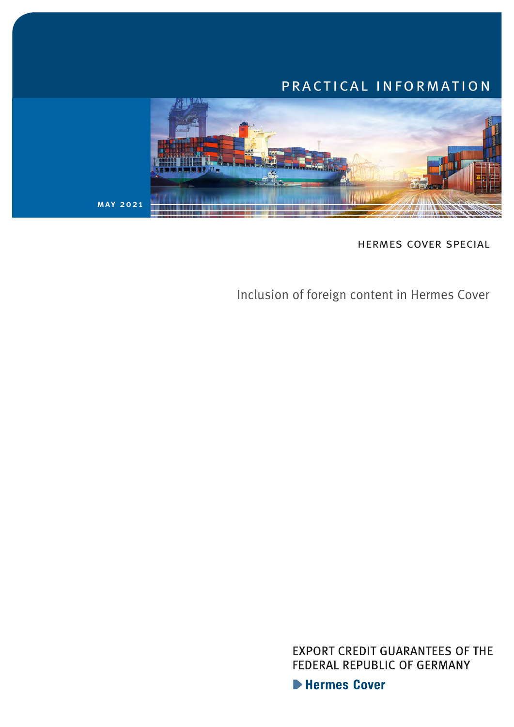PRACTICAL INFORMATION

MAY 2021

HERMES COVER SPECIAL

# Inclusion of foreign content in Hermes Cover

EXPORT CREDIT GUARANTEES OF THE FEDERAL REPUBLIC OF GERMANY

Hermes Cover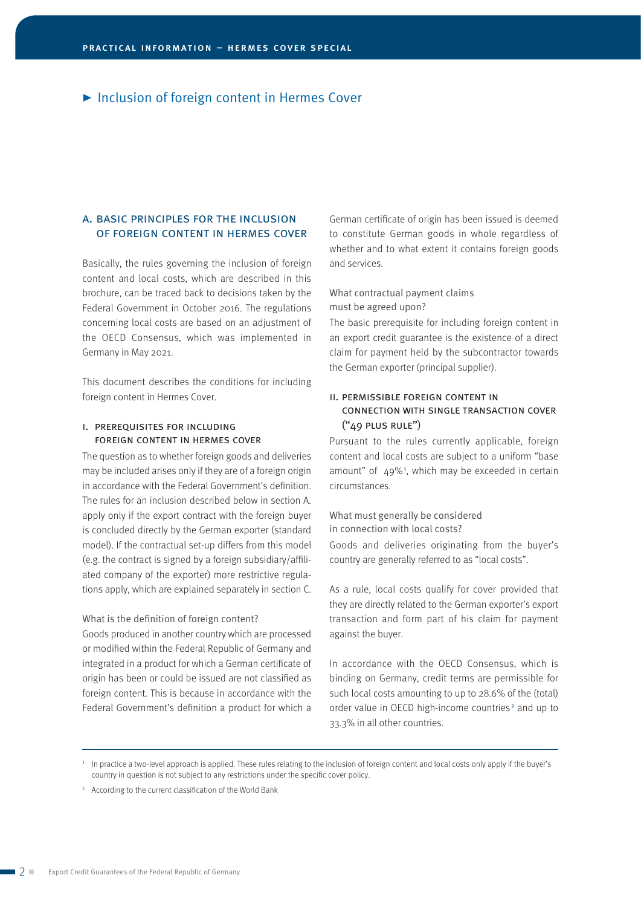## ► Inclusion of foreign content in Hermes Cover

### A. BASIC PRINCIPLES FOR THE INCLUSION OF FOREIGN CONTENT IN HERMES COVER

Basically, the rules governing the inclusion of foreign content and local costs, which are described in this brochure, can be traced back to decisions taken by the Federal Government in October 2016. The regulations concerning local costs are based on an adjustment of the OECD Consensus, which was implemented in Germany in May 2021.

This document describes the conditions for including foreign content in Hermes Cover.

#### I. PREREQUISITES FOR INCLUDING FOREIGN CONTENT IN HERMES COVER

The question as to whether foreign goods and deliveries may be included arises only if they are of a foreign origin in accordance with the Federal Government's definition. The rules for an inclusion described below in section A. apply only if the export contract with the foreign buyer is concluded directly by the German exporter (standard model). If the contractual set-up differs from this model (e.g. the contract is signed by a foreign subsidiary/affiliated company of the exporter) more restrictive regulations apply, which are explained separately in section C.

What is the definition of foreign content?

Goods produced in another country which are processed or modified within the Federal Republic of Germany and integrated in a product for which a German certificate of origin has been or could be issued are not classified as foreign content. This is because in accordance with the Federal Government's definition a product for which a German certificate of origin has been issued is deemed to constitute German goods in whole regardless of whether and to what extent it contains foreign goods and services.

What contractual payment claims must be agreed upon?

The basic prerequisite for including foreign content in an export credit guarantee is the existence of a direct claim for payment held by the subcontractor towards the German exporter (principal supplier).

#### II. PERMISSIBLE FOREIGN CONTENT IN CONNECTION WITH SINGLE TRANSACTION COVER ("49 PLUS RULE")

Pursuant to the rules currently applicable, foreign content and local costs are subject to a uniform "base amount" of 49%[1], which may be exceeded in certain circumstances.

What must generally be considered in connection with local costs?

Goods and deliveries originating from the buyer's country are generally referred to as "local costs".

As a rule, local costs qualify for cover provided that they are directly related to the German exporter's export transaction and form part of his claim for payment against the buyer.

In accordance with the OECD Consensus, which is binding on Germany, credit terms are permissible for such local costs amounting to up to 28.6% of the (total) order value in OECD high-income countries[2] and up to 33.3% in all other countries.

---

[1] In practice a two-level approach is applied. These rules relating to the inclusion of foreign content and local costs only apply if the buyer's country in question is not subject to any restrictions under the specific cover policy.

[2] According to the current classification of the World Bank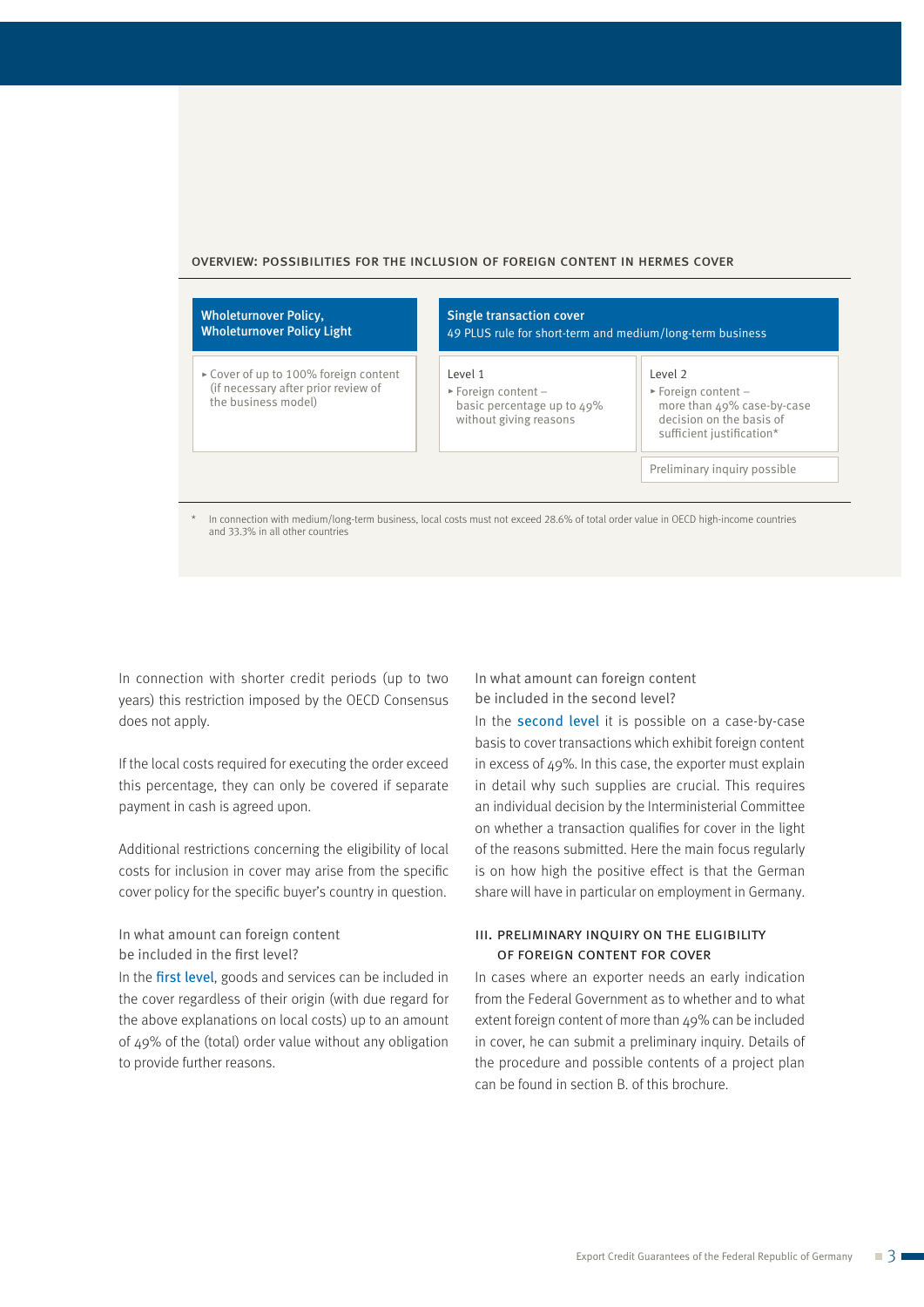OVERVIEW: POSSIBILITIES FOR THE INCLUSION OF FOREIGN CONTENT IN HERMES COVER

| Wholeturnover Policy, Wholeturnover Policy Light | Single transaction cover<br>49 PLUS rule for short-term and medium/long-term business | |
|---|---|---|
| ▸ Cover of up to 100% foreign content (if necessary after prior review of the business model) | Level 1<br>▸ Foreign content – basic percentage up to 49% without giving reasons | Level 2<br>▸ Foreign content – more than 49% case-by-case decision on the basis of sufficient justification* |
| | | Preliminary inquiry possible |

\* In connection with medium/long-term business, local costs must not exceed 28.6% of total order value in OECD high-income countries and 33.3% in all other countries

In connection with shorter credit periods (up to two years) this restriction imposed by the OECD Consensus does not apply.

If the local costs required for executing the order exceed this percentage, they can only be covered if separate payment in cash is agreed upon.

Additional restrictions concerning the eligibility of local costs for inclusion in cover may arise from the specific cover policy for the specific buyer's country in question.

In what amount can foreign content be included in the first level?

In the first level, goods and services can be included in the cover regardless of their origin (with due regard for the above explanations on local costs) up to an amount of 49% of the (total) order value without any obligation to provide further reasons.

In what amount can foreign content be included in the second level?

In the second level it is possible on a case-by-case basis to cover transactions which exhibit foreign content in excess of 49%. In this case, the exporter must explain in detail why such supplies are crucial. This requires an individual decision by the Interministerial Committee on whether a transaction qualifies for cover in the light of the reasons submitted. Here the main focus regularly is on how high the positive effect is that the German share will have in particular on employment in Germany.

## III. PRELIMINARY INQUIRY ON THE ELIGIBILITY OF FOREIGN CONTENT FOR COVER

In cases where an exporter needs an early indication from the Federal Government as to whether and to what extent foreign content of more than 49% can be included in cover, he can submit a preliminary inquiry. Details of the procedure and possible contents of a project plan can be found in section B. of this brochure.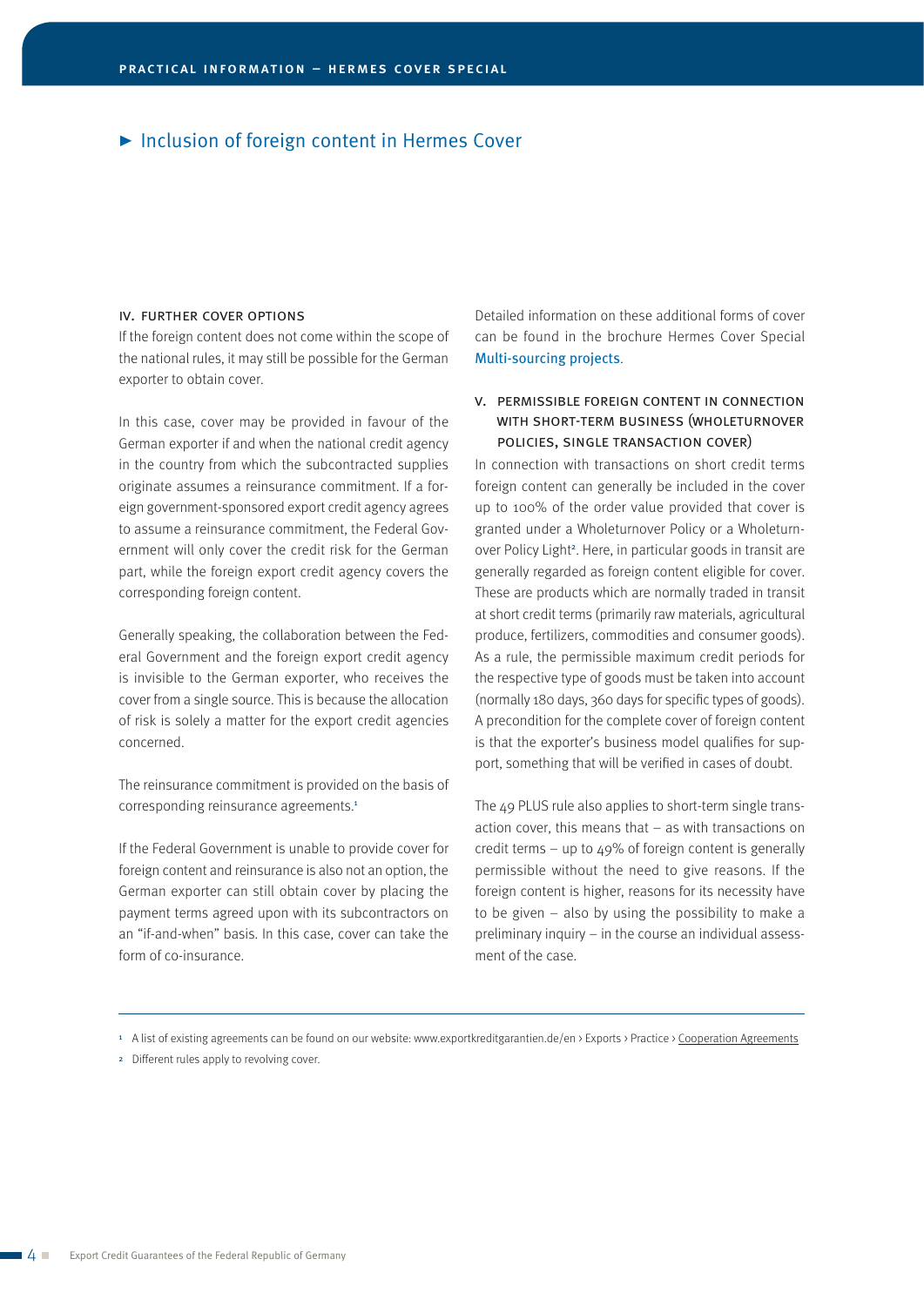## ► Inclusion of foreign content in Hermes Cover

### IV. Further cover options

If the foreign content does not come within the scope of the national rules, it may still be possible for the German exporter to obtain cover.

In this case, cover may be provided in favour of the German exporter if and when the national credit agency in the country from which the subcontracted supplies originate assumes a reinsurance commitment. If a foreign government-sponsored export credit agency agrees to assume a reinsurance commitment, the Federal Government will only cover the credit risk for the German part, while the foreign export credit agency covers the corresponding foreign content.

Generally speaking, the collaboration between the Federal Government and the foreign export credit agency is invisible to the German exporter, who receives the cover from a single source. This is because the allocation of risk is solely a matter for the export credit agencies concerned.

The reinsurance commitment is provided on the basis of corresponding reinsurance agreements.[1]

If the Federal Government is unable to provide cover for foreign content and reinsurance is also not an option, the German exporter can still obtain cover by placing the payment terms agreed upon with its subcontractors on an "if-and-when" basis. In this case, cover can take the form of co-insurance.

Detailed information on these additional forms of cover can be found in the brochure Hermes Cover Special Multi-sourcing projects.

### V. Permissible foreign content in connection with short-term business (Wholeturnover Policies, Single Transaction Cover)

In connection with transactions on short credit terms foreign content can generally be included in the cover up to 100% of the order value provided that cover is granted under a Wholeturnover Policy or a Wholeturnover Policy Light[2]. Here, in particular goods in transit are generally regarded as foreign content eligible for cover. These are products which are normally traded in transit at short credit terms (primarily raw materials, agricultural produce, fertilizers, commodities and consumer goods). As a rule, the permissible maximum credit periods for the respective type of goods must be taken into account (normally 180 days, 360 days for specific types of goods). A precondition for the complete cover of foreign content is that the exporter's business model qualifies for support, something that will be verified in cases of doubt.

The 49 PLUS rule also applies to short-term single transaction cover, this means that – as with transactions on credit terms – up to 49% of foreign content is generally permissible without the need to give reasons. If the foreign content is higher, reasons for its necessity have to be given – also by using the possibility to make a preliminary inquiry – in the course an individual assessment of the case.

---

[1] A list of existing agreements can be found on our website: www.exportkreditgarantien.de/en › Exports › Practice › Cooperation Agreements

[2] Different rules apply to revolving cover.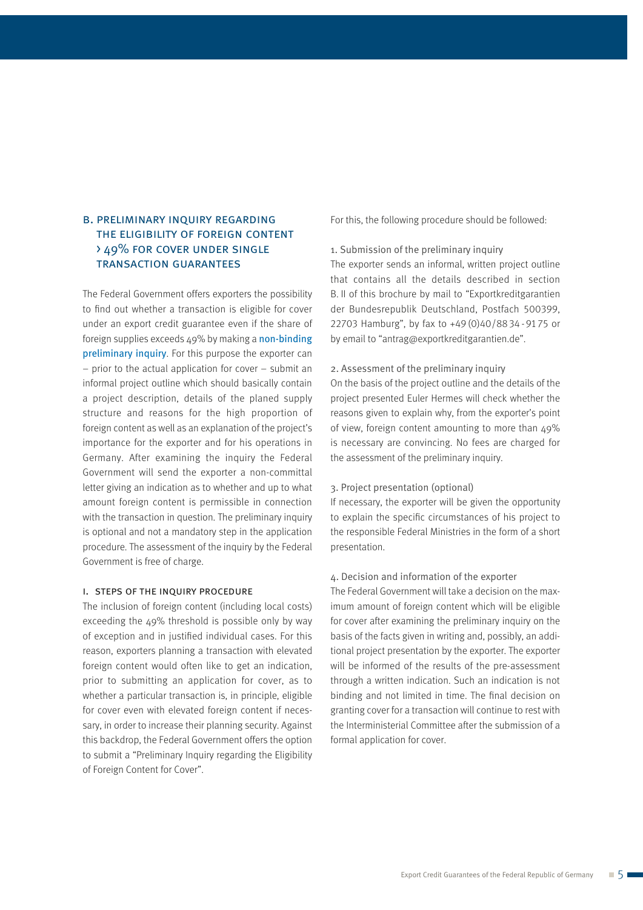## B. Preliminary inquiry regarding the eligibility of foreign content > 49% for cover under single transaction guarantees

The Federal Government offers exporters the possibility to find out whether a transaction is eligible for cover under an export credit guarantee even if the share of foreign supplies exceeds 49% by making a non-binding preliminary inquiry. For this purpose the exporter can – prior to the actual application for cover – submit an informal project outline which should basically contain a project description, details of the planed supply structure and reasons for the high proportion of foreign content as well as an explanation of the project's importance for the exporter and for his operations in Germany. After examining the inquiry the Federal Government will send the exporter a non-committal letter giving an indication as to whether and up to what amount foreign content is permissible in connection with the transaction in question. The preliminary inquiry is optional and not a mandatory step in the application procedure. The assessment of the inquiry by the Federal Government is free of charge.

### I. Steps of the inquiry procedure

The inclusion of foreign content (including local costs) exceeding the 49% threshold is possible only by way of exception and in justified individual cases. For this reason, exporters planning a transaction with elevated foreign content would often like to get an indication, prior to submitting an application for cover, as to whether a particular transaction is, in principle, eligible for cover even with elevated foreign content if necessary, in order to increase their planning security. Against this backdrop, the Federal Government offers the option to submit a "Preliminary Inquiry regarding the Eligibility of Foreign Content for Cover".

For this, the following procedure should be followed:

1. Submission of the preliminary inquiry

The exporter sends an informal, written project outline that contains all the details described in section B. II of this brochure by mail to "Exportkreditgarantien der Bundesrepublik Deutschland, Postfach 500399, 22703 Hamburg", by fax to +49 (0)40/88 34 - 91 75 or by email to "antrag@exportkreditgarantien.de".

2. Assessment of the preliminary inquiry

On the basis of the project outline and the details of the project presented Euler Hermes will check whether the reasons given to explain why, from the exporter's point of view, foreign content amounting to more than 49% is necessary are convincing. No fees are charged for the assessment of the preliminary inquiry.

3. Project presentation (optional)

If necessary, the exporter will be given the opportunity to explain the specific circumstances of his project to the responsible Federal Ministries in the form of a short presentation.

4. Decision and information of the exporter

The Federal Government will take a decision on the maximum amount of foreign content which will be eligible for cover after examining the preliminary inquiry on the basis of the facts given in writing and, possibly, an additional project presentation by the exporter. The exporter will be informed of the results of the pre-assessment through a written indication. Such an indication is not binding and not limited in time. The final decision on granting cover for a transaction will continue to rest with the Interministerial Committee after the submission of a formal application for cover.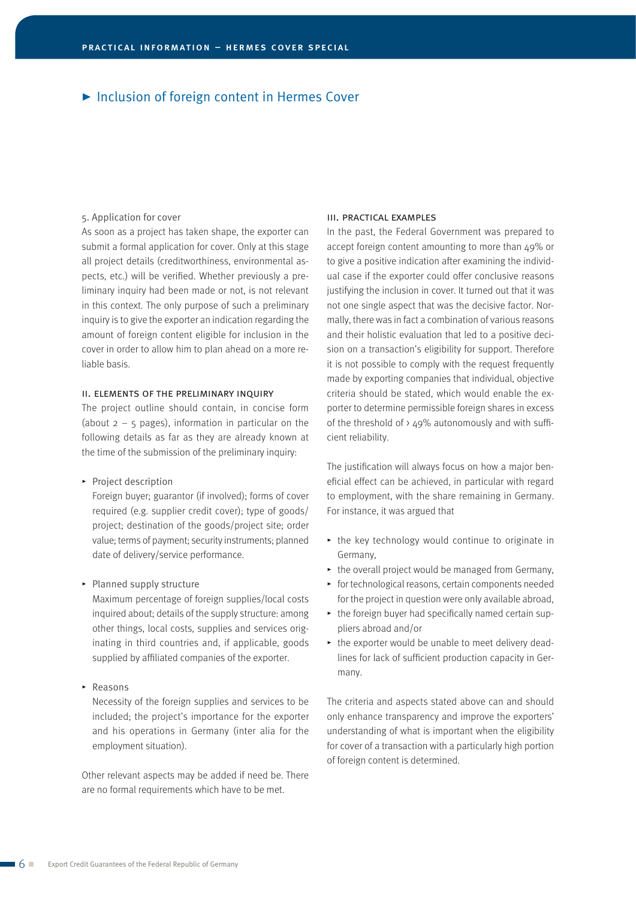## ► Inclusion of foreign content in Hermes Cover

5. Application for cover

As soon as a project has taken shape, the exporter can submit a formal application for cover. Only at this stage all project details (creditworthiness, environmental aspects, etc.) will be verified. Whether previously a preliminary inquiry had been made or not, is not relevant in this context. The only purpose of such a preliminary inquiry is to give the exporter an indication regarding the amount of foreign content eligible for inclusion in the cover in order to allow him to plan ahead on a more reliable basis.

### II. Elements of the preliminary inquiry

The project outline should contain, in concise form (about 2 – 5 pages), information in particular on the following details as far as they are already known at the time of the submission of the preliminary inquiry:

- Project description
  Foreign buyer; guarantor (if involved); forms of cover required (e.g. supplier credit cover); type of goods/project; destination of the goods/project site; order value; terms of payment; security instruments; planned date of delivery/service performance.
- Planned supply structure
  Maximum percentage of foreign supplies/local costs inquired about; details of the supply structure: among other things, local costs, supplies and services originating in third countries and, if applicable, goods supplied by affiliated companies of the exporter.
- Reasons
  Necessity of the foreign supplies and services to be included; the project's importance for the exporter and his operations in Germany (inter alia for the employment situation).

Other relevant aspects may be added if need be. There are no formal requirements which have to be met.

### III. Practical examples

In the past, the Federal Government was prepared to accept foreign content amounting to more than 49% or to give a positive indication after examining the individual case if the exporter could offer conclusive reasons justifying the inclusion in cover. It turned out that it was not one single aspect that was the decisive factor. Normally, there was in fact a combination of various reasons and their holistic evaluation that led to a positive decision on a transaction's eligibility for support. Therefore it is not possible to comply with the request frequently made by exporting companies that individual, objective criteria should be stated, which would enable the exporter to determine permissible foreign shares in excess of the threshold of > 49% autonomously and with sufficient reliability.

The justification will always focus on how a major beneficial effect can be achieved, in particular with regard to employment, with the share remaining in Germany. For instance, it was argued that

- the key technology would continue to originate in Germany,
- the overall project would be managed from Germany,
- for technological reasons, certain components needed for the project in question were only available abroad,
- the foreign buyer had specifically named certain suppliers abroad and/or
- the exporter would be unable to meet delivery deadlines for lack of sufficient production capacity in Germany.

The criteria and aspects stated above can and should only enhance transparency and improve the exporters' understanding of what is important when the eligibility for cover of a transaction with a particularly high portion of foreign content is determined.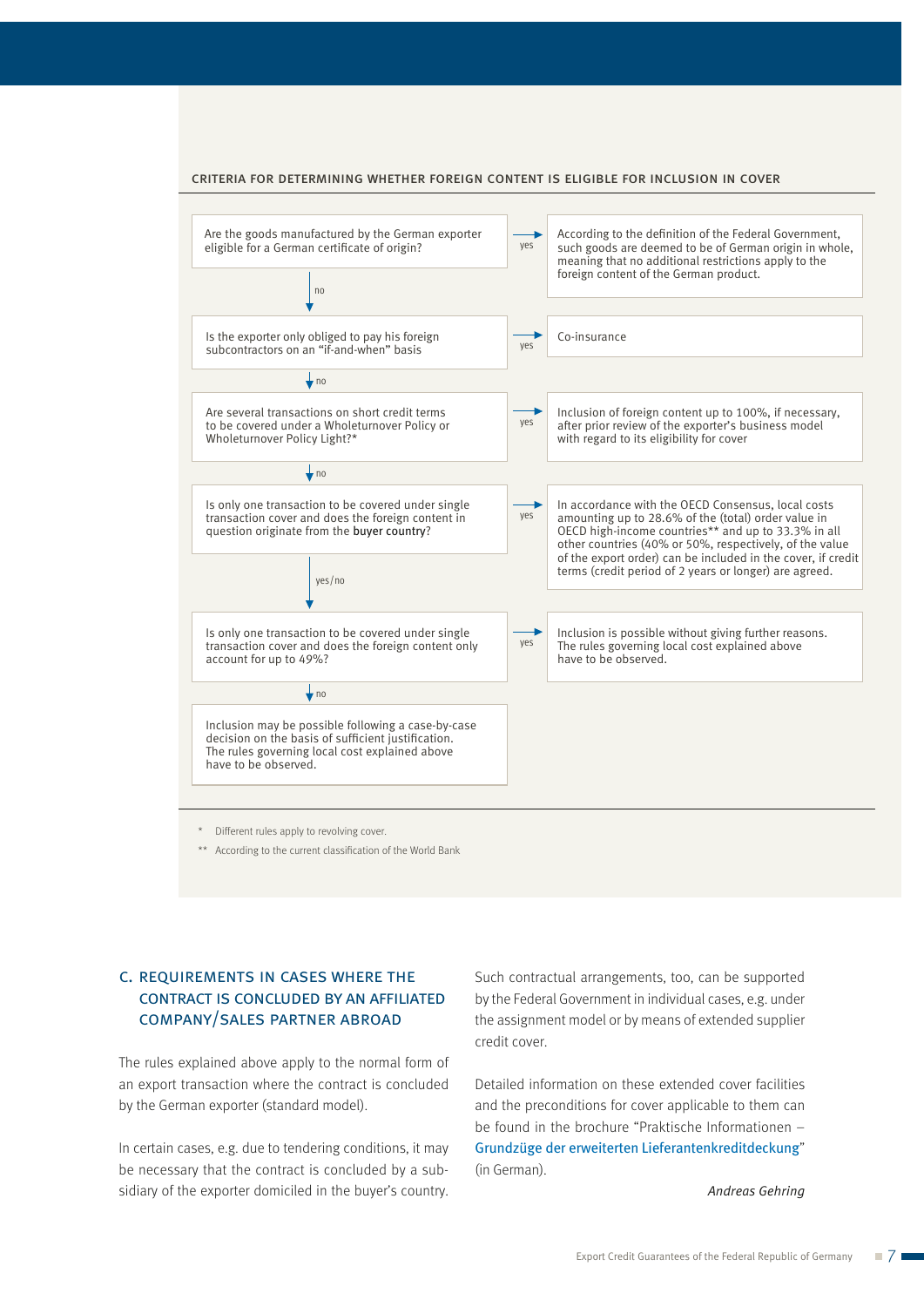### CRITERIA FOR DETERMINING WHETHER FOREIGN CONTENT IS ELIGIBLE FOR INCLUSION IN COVER

| Question | Answer | Result |
| --- | --- | --- |
| Are the goods manufactured by the German exporter eligible for a German certificate of origin? | yes | According to the definition of the Federal Government, such goods are deemed to be of German origin in whole, meaning that no additional restrictions apply to the foreign content of the German product. |
| ↓ no | | |
| Is the exporter only obliged to pay his foreign subcontractors on an "if-and-when" basis | yes | Co-insurance |
| ↓ no | | |
| Are several transactions on short credit terms to be covered under a Wholeturnover Policy or Wholeturnover Policy Light?* | yes | Inclusion of foreign content up to 100%, if necessary, after prior review of the exporter's business model with regard to its eligibility for cover |
| ↓ no | | |
| Is only one transaction to be covered under single transaction cover and does the foreign content in question originate from the **buyer country**? | yes | In accordance with the OECD Consensus, local costs amounting up to 28.6% of the (total) order value in OECD high-income countries** and up to 33.3% in all other countries (40% or 50%, respectively, of the value of the export order) can be included in the cover, if credit terms (credit period of 2 years or longer) are agreed. |
| ↓ yes/no | | |
| Is only one transaction to be covered under single transaction cover and does the foreign content only account for up to 49%? | yes | Inclusion is possible without giving further reasons. The rules governing local cost explained above have to be observed. |
| ↓ no | | |
| Inclusion may be possible following a case-by-case decision on the basis of sufficient justification. The rules governing local cost explained above have to be observed. | | |

\* Different rules apply to revolving cover.

\*\* According to the current classification of the World Bank

## C. REQUIREMENTS IN CASES WHERE THE CONTRACT IS CONCLUDED BY AN AFFILIATED COMPANY/SALES PARTNER ABROAD

The rules explained above apply to the normal form of an export transaction where the contract is concluded by the German exporter (standard model).

In certain cases, e.g. due to tendering conditions, it may be necessary that the contract is concluded by a subsidiary of the exporter domiciled in the buyer's country.

Such contractual arrangements, too, can be supported by the Federal Government in individual cases, e.g. under the assignment model or by means of extended supplier credit cover.

Detailed information on these extended cover facilities and the preconditions for cover applicable to them can be found in the brochure "Praktische Informationen – Grundzüge der erweiterten Lieferantenkreditdeckung" (in German).

*Andreas Gehring*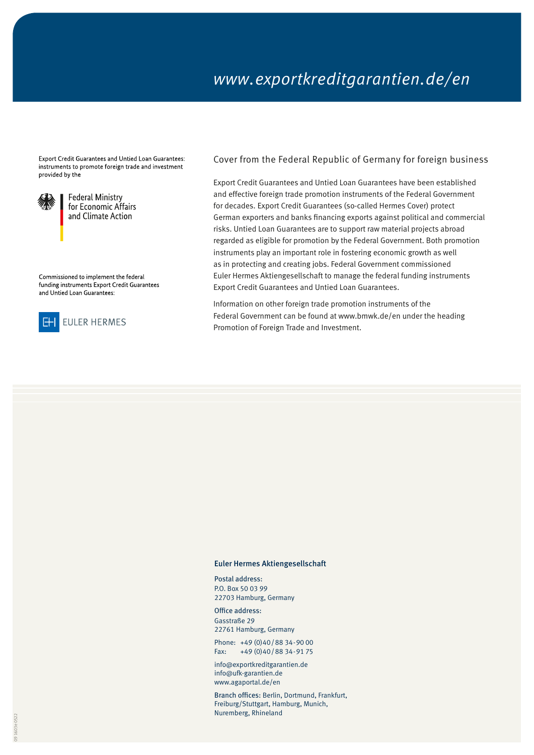www.exportkreditgarantien.de/en

Export Credit Guarantees and Untied Loan Guarantees: instruments to promote foreign trade and investment provided by the

Federal Ministry for Economic Affairs and Climate Action

Commissioned to implement the federal funding instruments Export Credit Guarantees and Untied Loan Guarantees:

EULER HERMES

## Cover from the Federal Republic of Germany for foreign business

Export Credit Guarantees and Untied Loan Guarantees have been established and effective foreign trade promotion instruments of the Federal Government for decades. Export Credit Guarantees (so-called Hermes Cover) protect German exporters and banks financing exports against political and commercial risks. Untied Loan Guarantees are to support raw material projects abroad regarded as eligible for promotion by the Federal Government. Both promotion instruments play an important role in fostering economic growth as well as in protecting and creating jobs. Federal Government commissioned Euler Hermes Aktiengesellschaft to manage the federal funding instruments Export Credit Guarantees and Untied Loan Guarantees.

Information on other foreign trade promotion instruments of the Federal Government can be found at www.bmwk.de/en under the heading Promotion of Foreign Trade and Investment.

**Euler Hermes Aktiengesellschaft**

Postal address:
P.O. Box 50 03 99
22703 Hamburg, Germany

Office address:
Gasstraße 29
22761 Hamburg, Germany

Phone: +49 (0)40 / 88 34-90 00
Fax: +49 (0)40 / 88 34-91 75

info@exportkreditgarantien.de
info@ufk-garantien.de
www.agaportal.de/en

Branch offices: Berlin, Dortmund, Frankfurt, Freiburg/Stuttgart, Hamburg, Munich, Nuremberg, Rhineland

09 1603e 0522